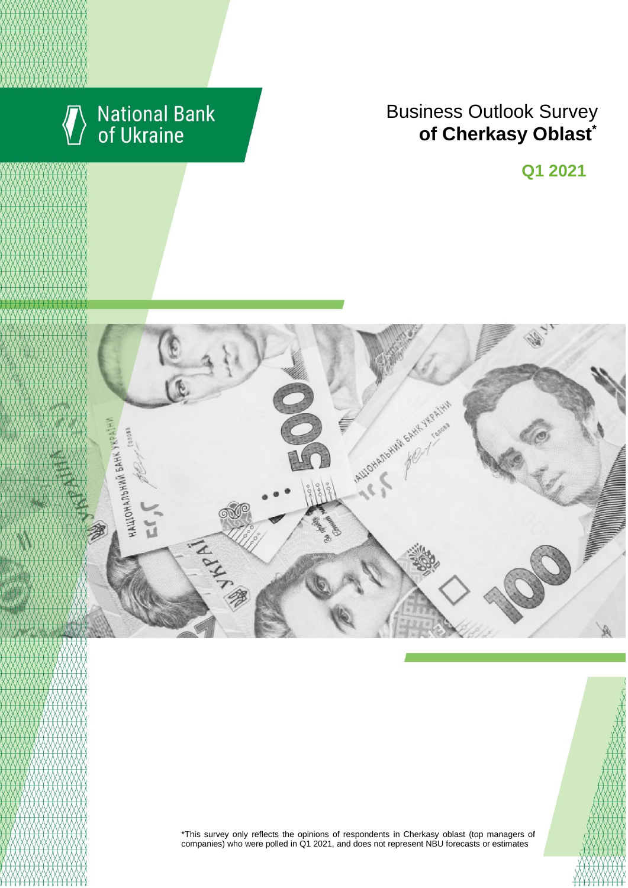National Bank of Ukraine

# Business Outlook Survey **of Cherkasy Oblast***

## Q1 2021

*This survey only reflects the opinions of respondents in Cherkasy oblast (top managers of companies) who were polled in Q1 2021, and does not represent NBU forecasts or estimates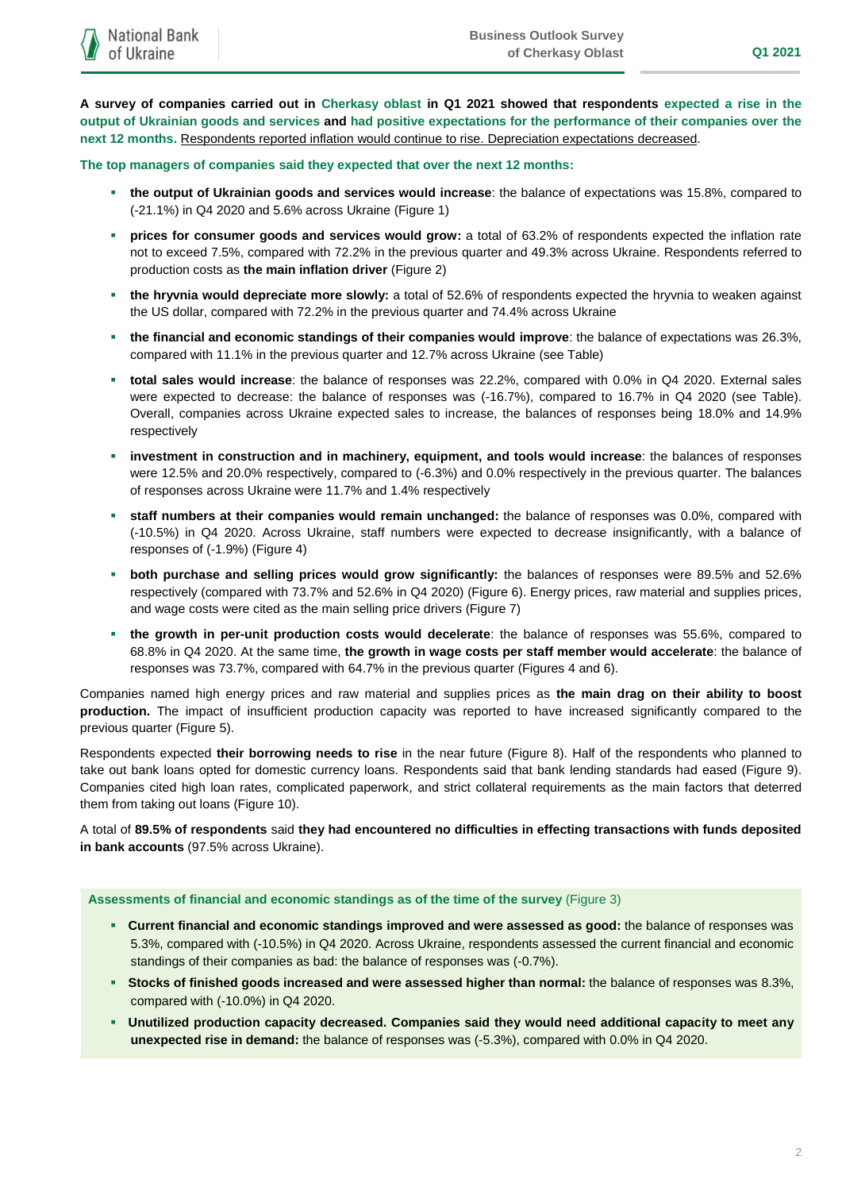**A survey of companies carried out in Cherkasy oblast in Q1 2021 showed that respondents expected a rise in the output of Ukrainian goods and services and had positive expectations for the performance of their companies over the next 12 months.** Respondents reported inflation would continue to rise. Depreciation expectations decreased.

**The top managers of companies said they expected that over the next 12 months:**

- **the output of Ukrainian goods and services would increase**: the balance of expectations was 15.8%, compared to (-21.1%) in Q4 2020 and 5.6% across Ukraine (Figure 1)
- **prices for consumer goods and services would grow:** a total of 63.2% of respondents expected the inflation rate not to exceed 7.5%, compared with 72.2% in the previous quarter and 49.3% across Ukraine. Respondents referred to production costs as **the main inflation driver** (Figure 2)
- **the hryvnia would depreciate more slowly:** a total of 52.6% of respondents expected the hryvnia to weaken against the US dollar, compared with 72.2% in the previous quarter and 74.4% across Ukraine
- **the financial and economic standings of their companies would improve**: the balance of expectations was 26.3%, compared with 11.1% in the previous quarter and 12.7% across Ukraine (see Table)
- **total sales would increase**: the balance of responses was 22.2%, compared with 0.0% in Q4 2020. External sales were expected to decrease: the balance of responses was (-16.7%), compared to 16.7% in Q4 2020 (see Table). Overall, companies across Ukraine expected sales to increase, the balances of responses being 18.0% and 14.9% respectively
- **investment in construction and in machinery, equipment, and tools would increase**: the balances of responses were 12.5% and 20.0% respectively, compared to (-6.3%) and 0.0% respectively in the previous quarter. The balances of responses across Ukraine were 11.7% and 1.4% respectively
- **staff numbers at their companies would remain unchanged:** the balance of responses was 0.0%, compared with (-10.5%) in Q4 2020. Across Ukraine, staff numbers were expected to decrease insignificantly, with a balance of responses of (-1.9%) (Figure 4)
- **both purchase and selling prices would grow significantly:** the balances of responses were 89.5% and 52.6% respectively (compared with 73.7% and 52.6% in Q4 2020) (Figure 6). Energy prices, raw material and supplies prices, and wage costs were cited as the main selling price drivers (Figure 7)
- **the growth in per-unit production costs would decelerate**: the balance of responses was 55.6%, compared to 68.8% in Q4 2020. At the same time, **the growth in wage costs per staff member would accelerate**: the balance of responses was 73.7%, compared with 64.7% in the previous quarter (Figures 4 and 6).

Companies named high energy prices and raw material and supplies prices as **the main drag on their ability to boost production.** The impact of insufficient production capacity was reported to have increased significantly compared to the previous quarter (Figure 5).

Respondents expected **their borrowing needs to rise** in the near future (Figure 8). Half of the respondents who planned to take out bank loans opted for domestic currency loans. Respondents said that bank lending standards had eased (Figure 9). Companies cited high loan rates, complicated paperwork, and strict collateral requirements as the main factors that deterred them from taking out loans (Figure 10).

A total of **89.5% of respondents** said **they had encountered no difficulties in effecting transactions with funds deposited in bank accounts** (97.5% across Ukraine).

**Assessments of financial and economic standings as of the time of the survey** (Figure 3)

- **Current financial and economic standings improved and were assessed as good:** the balance of responses was 5.3%, compared with (-10.5%) in Q4 2020. Across Ukraine, respondents assessed the current financial and economic standings of their companies as bad: the balance of responses was (-0.7%).
- **Stocks of finished goods increased and were assessed higher than normal:** the balance of responses was 8.3%, compared with (-10.0%) in Q4 2020.
- **Unutilized production capacity decreased. Companies said they would need additional capacity to meet any unexpected rise in demand:** the balance of responses was (-5.3%), compared with 0.0% in Q4 2020.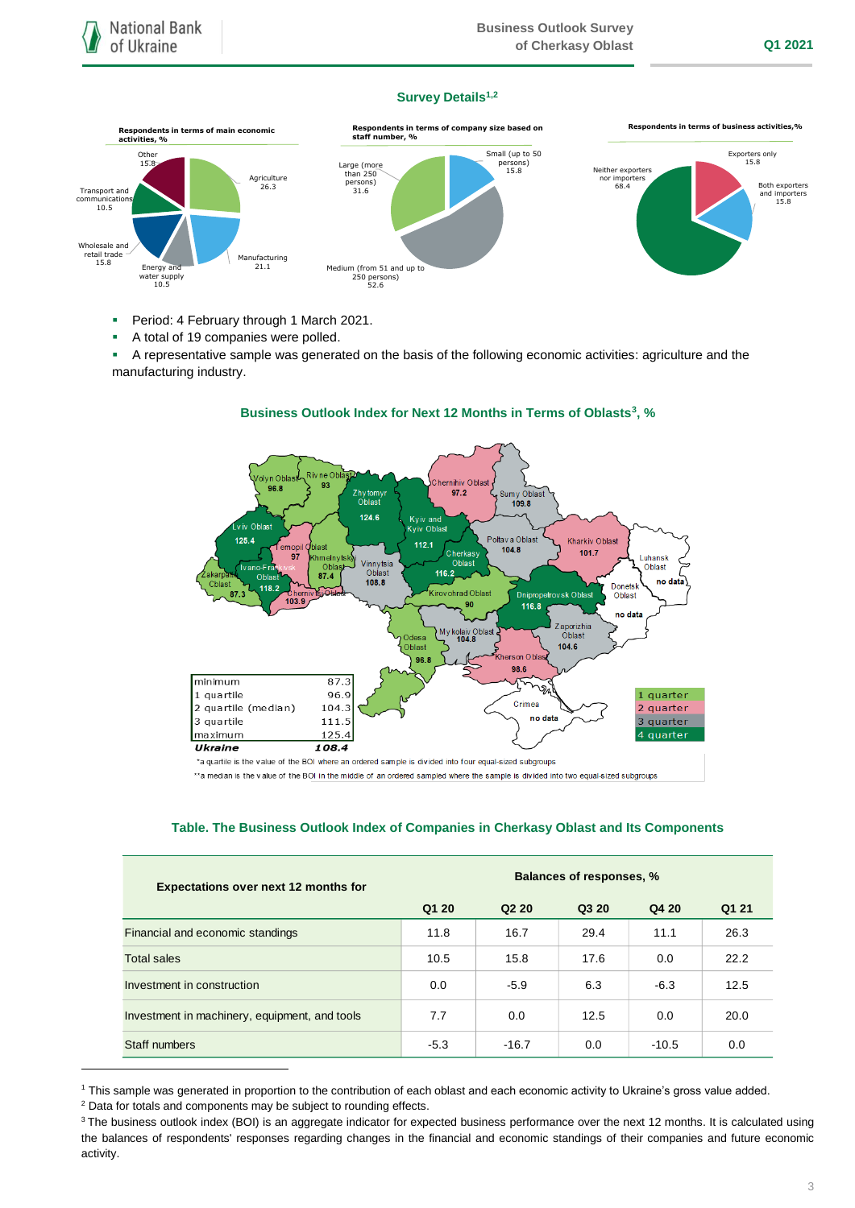## Survey Details[1,2]

**Respondents in terms of main economic activities, %**

- Agriculture 26.3
- Manufacturing 21.1
- Energy and water supply 10.5
- Wholesale and retail trade 15.8
- Transport and communications 10.5
- Other 15.8

**Respondents in terms of company size based on staff number, %**

- Small (up to 50 persons) 15.8
- Medium (from 51 and up to 250 persons) 52.6
- Large (more than 250 persons) 31.6

**Respondents in terms of business activities,%**

- Exporters only 15.8
- Both exporters and importers 15.8
- Neither exporters nor importers 68.4

- Period: 4 February through 1 March 2021.
- A total of 19 companies were polled.
- A representative sample was generated on the basis of the following economic activities: agriculture and the manufacturing industry.

### Business Outlook Index for Next 12 Months in Terms of Oblasts[3], %

| Oblast | BOI |
|---|---|
| Volyn Oblast | 96.8 |
| Rivne Oblast | 93 |
| Zhytomyr Oblast | 124.6 |
| Chernihiv Oblast | 97.2 |
| Sumy Oblast | 109.8 |
| Lviv Oblast | 125.4 |
| Ternopil Oblast | 97 |
| Khmelnytskyi Oblast | 87.4 |
| Kyiv and Kyiv Oblast | 112.1 |
| Poltava Oblast | 104.8 |
| Kharkiv Oblast | 101.7 |
| Luhansk Oblast | no data |
| Zakarpattia Oblast | 87.3 |
| Ivano-Frankivsk Oblast | 118.2 |
| Chernivtsi Oblast | 103.9 |
| Vinnytsia Oblast | 108.8 |
| Cherkasy Oblast | 116.2 |
| Kirovohrad Oblast | 90 |
| Dnipropetrovsk Oblast | 116.8 |
| Donetsk Oblast | no data |
| Odesa Oblast | 96.8 |
| Mykolaiv Oblast | 104.8 |
| Zaporizhia Oblast | 104.6 |
| Kherson Oblast | 98.6 |
| Crimea | no data |

| | |
|---|---|
| minimum | 87.3 |
| 1 quartile | 96.9 |
| 2 quartile (median) | 104.3 |
| 3 quartile | 111.5 |
| maximum | 125.4 |
| ***Ukraine*** | ***108.4*** |

Legend: 1 quarter, 2 quarter, 3 quarter, 4 quarter

*a quartile is the value of the BOI where an ordered sample is divided into four equal-sized subgroups

**a median is the value of the BOI in the middle of an ordered sampled where the sample is divided into two equal-sized subgroups

### Table. The Business Outlook Index of Companies in Cherkasy Oblast and Its Components

| Expectations over next 12 months for | Balances of responses, % | | | | |
|---|---|---|---|---|---|
| | Q1 20 | Q2 20 | Q3 20 | Q4 20 | Q1 21 |
| Financial and economic standings | 11.8 | 16.7 | 29.4 | 11.1 | 26.3 |
| Total sales | 10.5 | 15.8 | 17.6 | 0.0 | 22.2 |
| Investment in construction | 0.0 | -5.9 | 6.3 | -6.3 | 12.5 |
| Investment in machinery, equipment, and tools | 7.7 | 0.0 | 12.5 | 0.0 | 20.0 |
| Staff numbers | -5.3 | -16.7 | 0.0 | -10.5 | 0.0 |

[1] This sample was generated in proportion to the contribution of each oblast and each economic activity to Ukraine's gross value added.

[2] Data for totals and components may be subject to rounding effects.

[3] The business outlook index (BOI) is an aggregate indicator for expected business performance over the next 12 months. It is calculated using the balances of respondents' responses regarding changes in the financial and economic standings of their companies and future economic activity.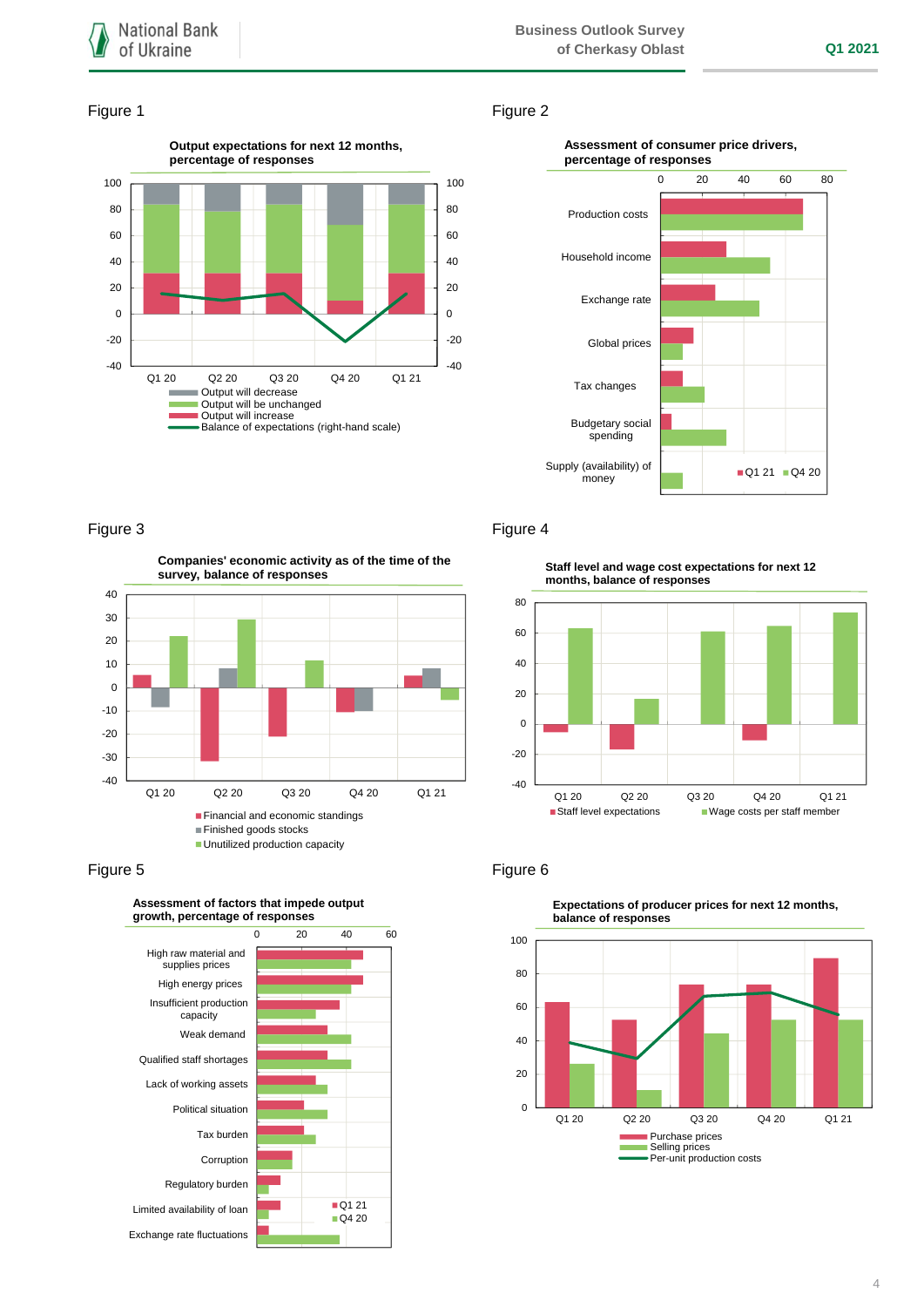Figure 1

**Output expectations for next 12 months, percentage of responses**

- Output will decrease
- Output will be unchanged
- Output will increase
- Balance of expectations (right-hand scale)

Figure 2

**Assessment of consumer price drivers, percentage of responses**

Production costs; Household income; Exchange rate; Global prices; Tax changes; Budgetary social spending; Supply (availability) of money

Q1 21 / Q4 20

Figure 3

**Companies' economic activity as of the time of the survey, balance of responses**

- Financial and economic standings
- Finished goods stocks
- Unutilized production capacity

Figure 4

**Staff level and wage cost expectations for next 12 months, balance of responses**

- Staff level expectations
- Wage costs per staff member

Figure 5

**Assessment of factors that impede output growth, percentage of responses**

High raw material and supplies prices; High energy prices; Insufficient production capacity; Weak demand; Qualified staff shortages; Lack of working assets; Political situation; Tax burden; Corruption; Regulatory burden; Limited availability of loan; Exchange rate fluctuations

Q1 21 / Q4 20

Figure 6

**Expectations of producer prices for next 12 months, balance of responses**

- Purchase prices
- Selling prices
- Per-unit production costs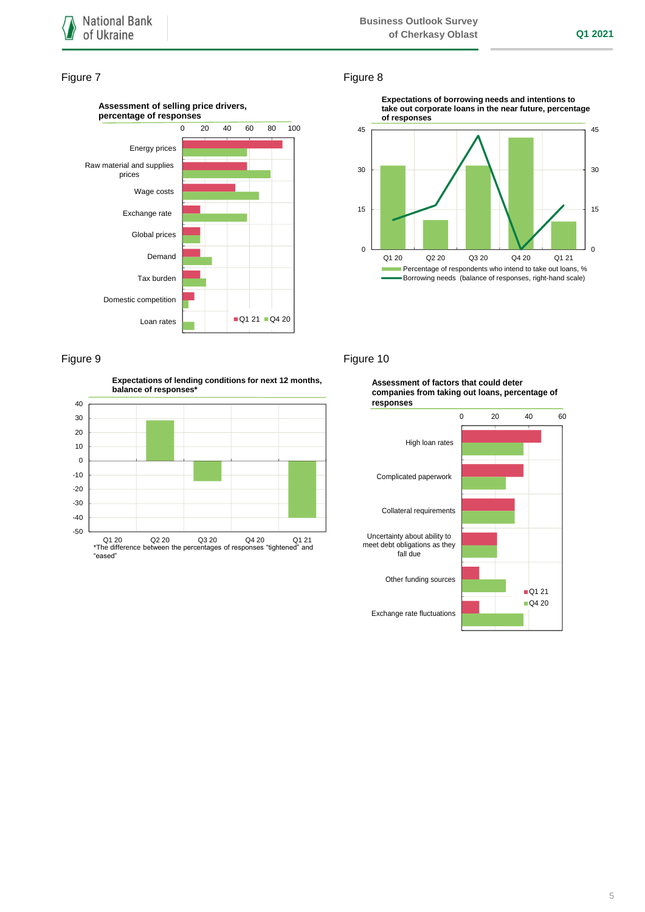Figure 7

**Assessment of selling price drivers, percentage of responses**

0 20 40 60 80 100

Energy prices

Raw material and supplies prices

Wage costs

Exchange rate

Global prices

Demand

Tax burden

Domestic competition

Loan rates

Q1 21 Q4 20

Figure 8

**Expectations of borrowing needs and intentions to take out corporate loans in the near future, percentage of responses**

45 30 15 0

Q1 20 Q2 20 Q3 20 Q4 20 Q1 21

Percentage of respondents who intend to take out loans, %

Borrowing needs (balance of responses, right-hand scale)

Figure 9

**Expectations of lending conditions for next 12 months, balance of responses***

40 30 20 10 0 -10 -20 -30 -40 -50

Q1 20 Q2 20 Q3 20 Q4 20 Q1 21

*The difference between the percentages of responses "tightened" and "eased"

Figure 10

**Assessment of factors that could deter companies from taking out loans, percentage of responses**

0 20 40 60

High loan rates

Complicated paperwork

Collateral requirements

Uncertainty about ability to meet debt obligations as they fall due

Other funding sources

Exchange rate fluctuations

Q1 21

Q4 20